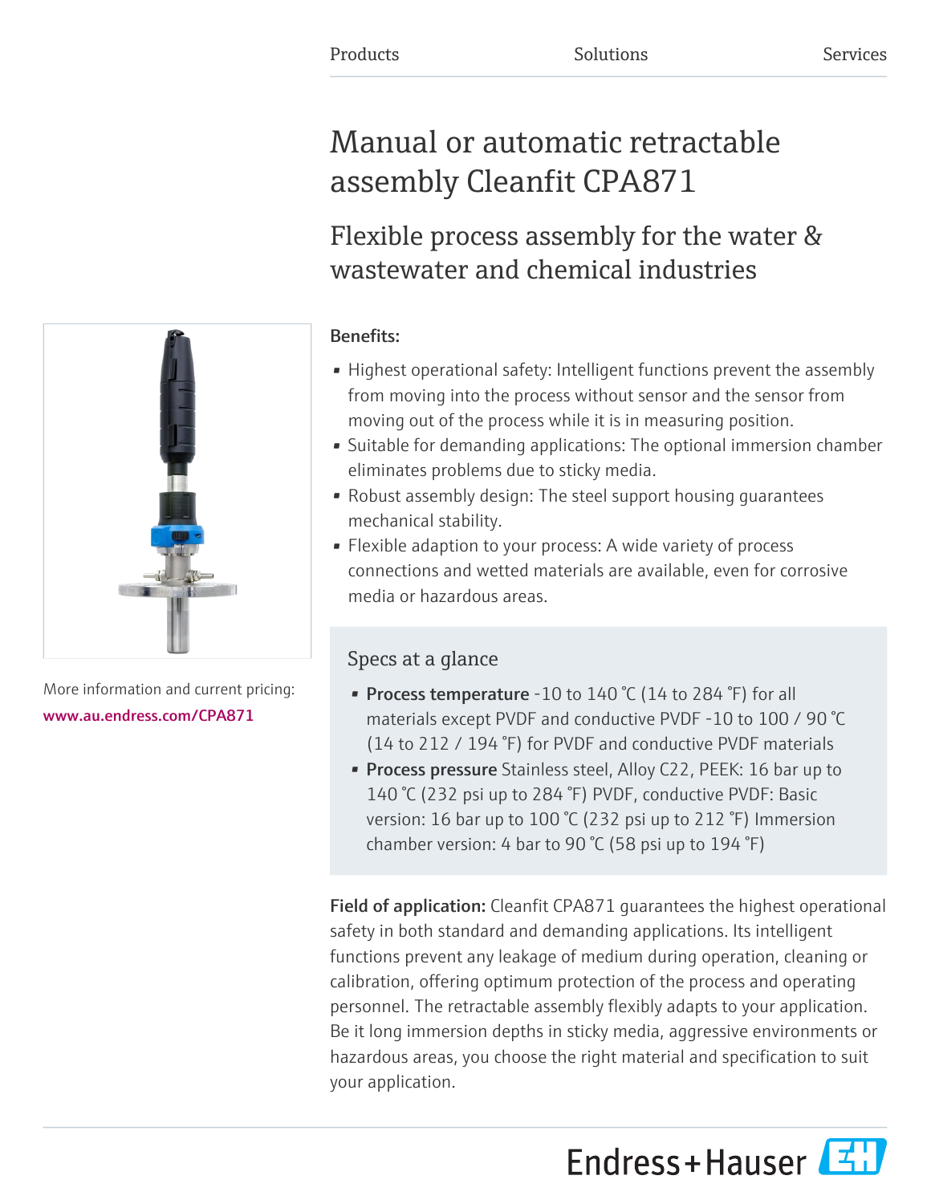Products Solutions Services

# Manual or automatic retractable assembly Cleanfit CPA871

## Flexible process assembly for the water & wastewater and chemical industries

More information and current pricing:
www.au.endress.com/CPA871

**Benefits:**

- Highest operational safety: Intelligent functions prevent the assembly from moving into the process without sensor and the sensor from moving out of the process while it is in measuring position.
- Suitable for demanding applications: The optional immersion chamber eliminates problems due to sticky media.
- Robust assembly design: The steel support housing guarantees mechanical stability.
- Flexible adaption to your process: A wide variety of process connections and wetted materials are available, even for corrosive media or hazardous areas.

### Specs at a glance

- **Process temperature** -10 to 140 °C (14 to 284 °F) for all materials except PVDF and conductive PVDF -10 to 100 / 90 °C (14 to 212 / 194 °F) for PVDF and conductive PVDF materials
- **Process pressure** Stainless steel, Alloy C22, PEEK: 16 bar up to 140 °C (232 psi up to 284 °F) PVDF, conductive PVDF: Basic version: 16 bar up to 100 °C (232 psi up to 212 °F) Immersion chamber version: 4 bar to 90 °C (58 psi up to 194 °F)

**Field of application:** Cleanfit CPA871 guarantees the highest operational safety in both standard and demanding applications. Its intelligent functions prevent any leakage of medium during operation, cleaning or calibration, offering optimum protection of the process and operating personnel. The retractable assembly flexibly adapts to your application. Be it long immersion depths in sticky media, aggressive environments or hazardous areas, you choose the right material and specification to suit your application.

Endress+Hauser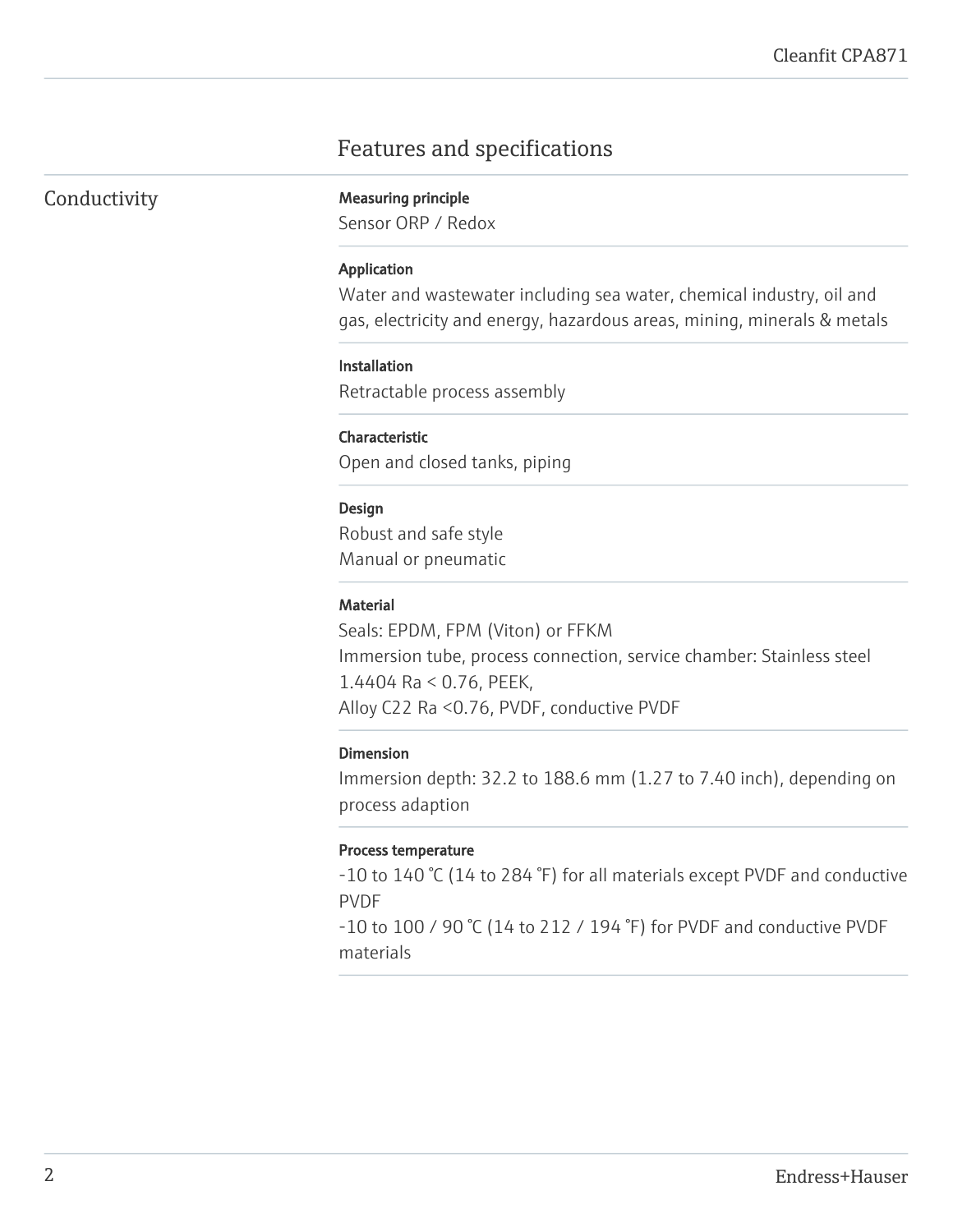# Features and specifications

## Conductivity

**Measuring principle**

Sensor ORP / Redox

**Application**

Water and wastewater including sea water, chemical industry, oil and gas, electricity and energy, hazardous areas, mining, minerals & metals

**Installation**

Retractable process assembly

**Characteristic**

Open and closed tanks, piping

**Design**

Robust and safe style
Manual or pneumatic

**Material**

Seals: EPDM, FPM (Viton) or FFKM
Immersion tube, process connection, service chamber: Stainless steel 1.4404 Ra < 0.76, PEEK,
Alloy C22 Ra <0.76, PVDF, conductive PVDF

**Dimension**

Immersion depth: 32.2 to 188.6 mm (1.27 to 7.40 inch), depending on process adaption

**Process temperature**

-10 to 140 °C (14 to 284 °F) for all materials except PVDF and conductive PVDF
-10 to 100 / 90 °C (14 to 212 / 194 °F) for PVDF and conductive PVDF materials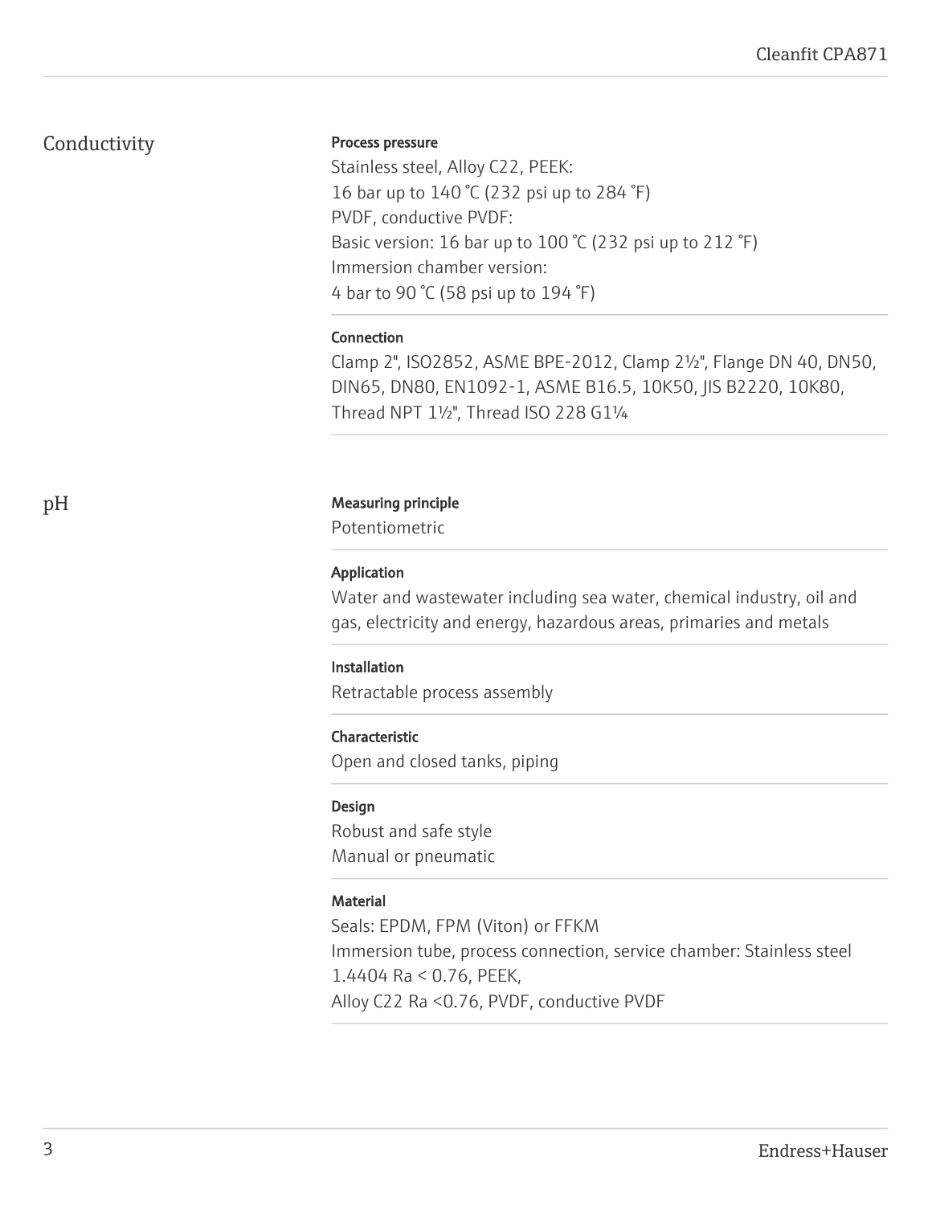## Conductivity

**Process pressure**

Stainless steel, Alloy C22, PEEK:
16 bar up to 140 °C (232 psi up to 284 °F)
PVDF, conductive PVDF:
Basic version: 16 bar up to 100 °C (232 psi up to 212 °F)
Immersion chamber version:
4 bar to 90 °C (58 psi up to 194 °F)

**Connection**

Clamp 2", ISO2852, ASME BPE-2012, Clamp 2½", Flange DN 40, DN50, DIN65, DN80, EN1092-1, ASME B16.5, 10K50, JIS B2220, 10K80, Thread NPT 1½", Thread ISO 228 G1¼

## pH

**Measuring principle**

Potentiometric

**Application**

Water and wastewater including sea water, chemical industry, oil and gas, electricity and energy, hazardous areas, primaries and metals

**Installation**

Retractable process assembly

**Characteristic**

Open and closed tanks, piping

**Design**

Robust and safe style
Manual or pneumatic

**Material**

Seals: EPDM, FPM (Viton) or FFKM
Immersion tube, process connection, service chamber: Stainless steel 1.4404 Ra < 0.76, PEEK,
Alloy C22 Ra <0.76, PVDF, conductive PVDF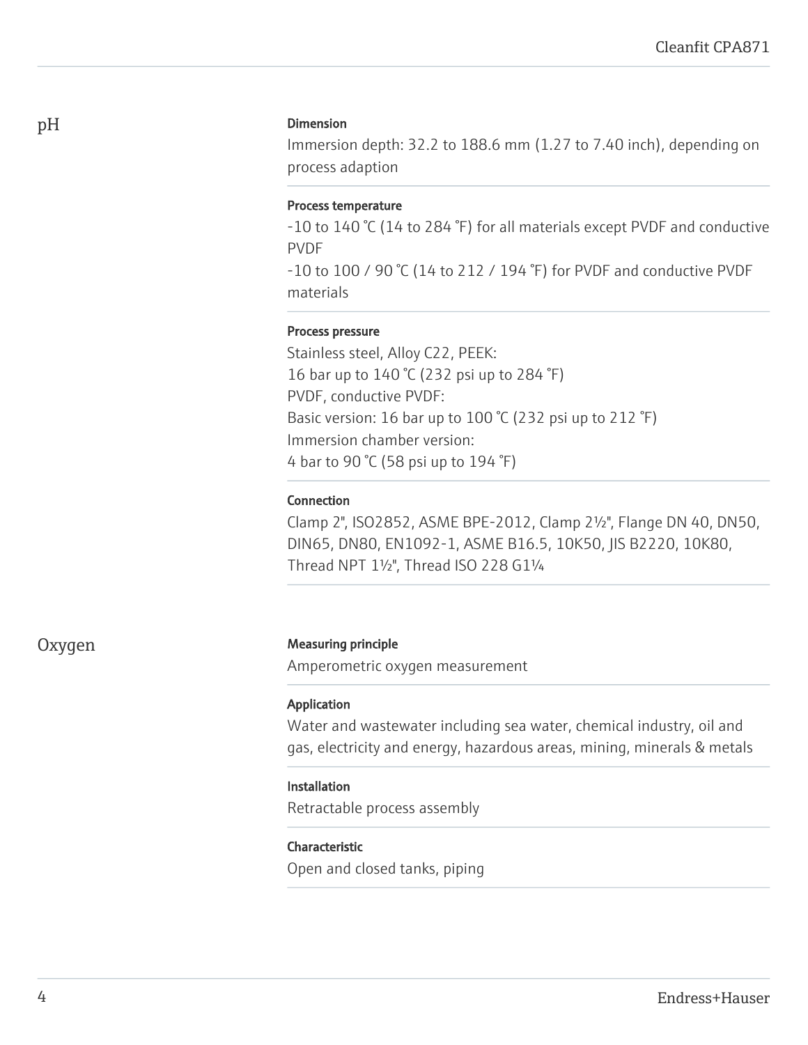## pH

**Dimension**

Immersion depth: 32.2 to 188.6 mm (1.27 to 7.40 inch), depending on process adaption

**Process temperature**

-10 to 140 °C (14 to 284 °F) for all materials except PVDF and conductive PVDF
-10 to 100 / 90 °C (14 to 212 / 194 °F) for PVDF and conductive PVDF materials

**Process pressure**

Stainless steel, Alloy C22, PEEK:
16 bar up to 140 °C (232 psi up to 284 °F)
PVDF, conductive PVDF:
Basic version: 16 bar up to 100 °C (232 psi up to 212 °F)
Immersion chamber version:
4 bar to 90 °C (58 psi up to 194 °F)

**Connection**

Clamp 2", ISO2852, ASME BPE-2012, Clamp 2½", Flange DN 40, DN50, DIN65, DN80, EN1092-1, ASME B16.5, 10K50, JIS B2220, 10K80, Thread NPT 1½", Thread ISO 228 G1¼

## Oxygen

**Measuring principle**

Amperometric oxygen measurement

**Application**

Water and wastewater including sea water, chemical industry, oil and gas, electricity and energy, hazardous areas, mining, minerals & metals

**Installation**

Retractable process assembly

**Characteristic**

Open and closed tanks, piping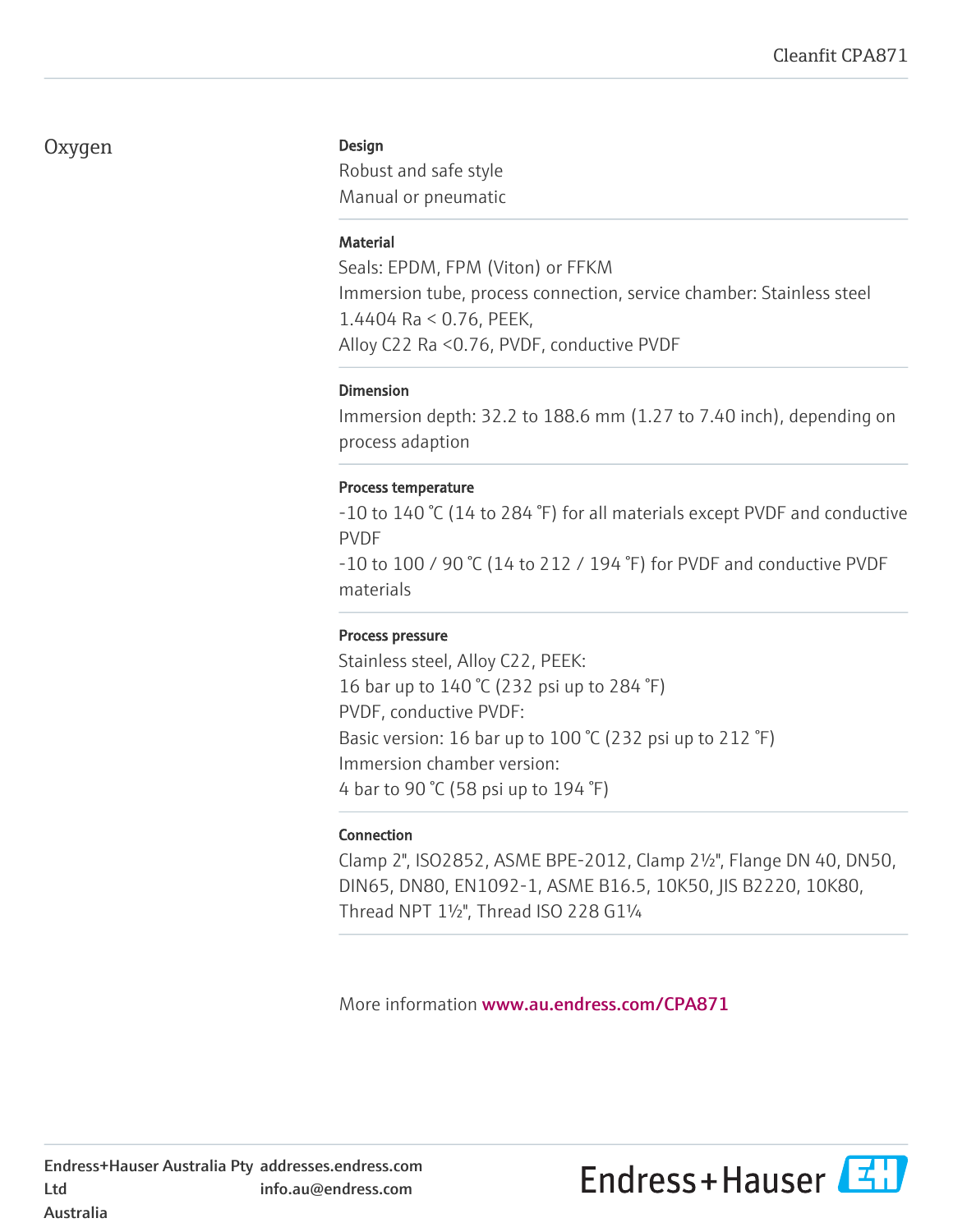## Oxygen

**Design**

Robust and safe style
Manual or pneumatic

**Material**

Seals: EPDM, FPM (Viton) or FFKM
Immersion tube, process connection, service chamber: Stainless steel 1.4404 Ra < 0.76, PEEK,
Alloy C22 Ra <0.76, PVDF, conductive PVDF

**Dimension**

Immersion depth: 32.2 to 188.6 mm (1.27 to 7.40 inch), depending on process adaption

**Process temperature**

-10 to 140 °C (14 to 284 °F) for all materials except PVDF and conductive PVDF
-10 to 100 / 90 °C (14 to 212 / 194 °F) for PVDF and conductive PVDF materials

**Process pressure**

Stainless steel, Alloy C22, PEEK:
16 bar up to 140 °C (232 psi up to 284 °F)
PVDF, conductive PVDF:
Basic version: 16 bar up to 100 °C (232 psi up to 212 °F)
Immersion chamber version:
4 bar to 90 °C (58 psi up to 194 °F)

**Connection**

Clamp 2", ISO2852, ASME BPE-2012, Clamp 2½", Flange DN 40, DN50, DIN65, DN80, EN1092-1, ASME B16.5, 10K50, JIS B2220, 10K80, Thread NPT 1½", Thread ISO 228 G1¼

More information www.au.endress.com/CPA871

Endress+Hauser Australia Pty Ltd
Australia

addresses.endress.com
info.au@endress.com